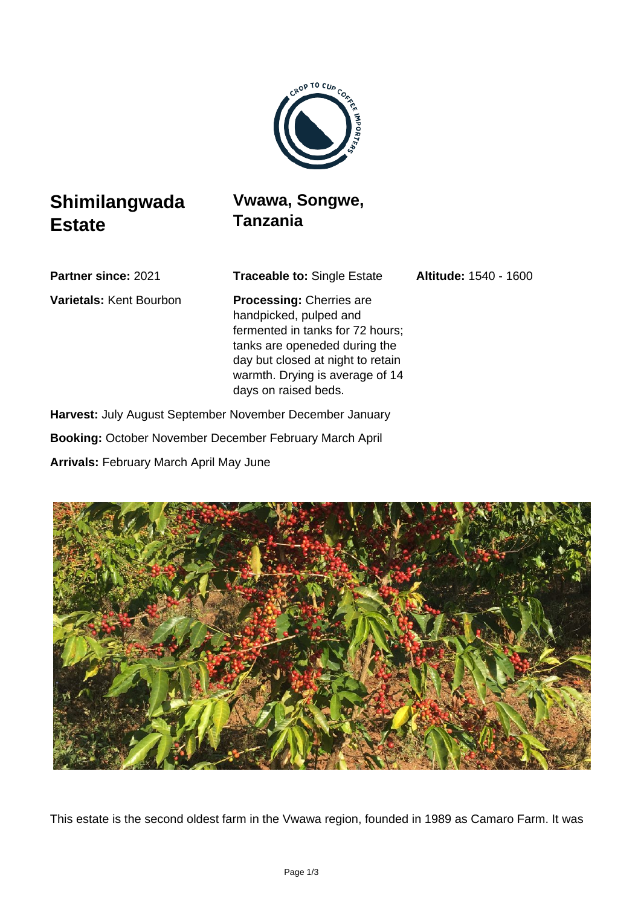# Shimilangwada Estate

## Vwawa, Songwe, Tanzania

**Partner since:** 2021

**Traceable to:** Single Estate

**Altitude:** 1540 - 1600

**Varietals:** Kent Bourbon

**Processing:** Cherries are handpicked, pulped and fermented in tanks for 72 hours; tanks are openeded during the day but closed at night to retain warmth. Drying is average of 14 days on raised beds.

**Harvest:** July August September November December January

**Booking:** October November December February March April

**Arrivals:** February March April May June

This estate is the second oldest farm in the Vwawa region, founded in 1989 as Camaro Farm. It was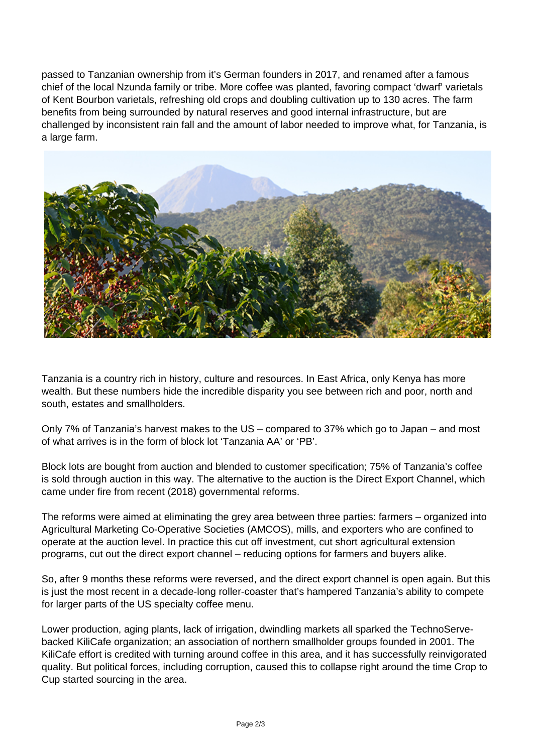passed to Tanzanian ownership from it's German founders in 2017, and renamed after a famous chief of the local Nzunda family or tribe. More coffee was planted, favoring compact 'dwarf' varietals of Kent Bourbon varietals, refreshing old crops and doubling cultivation up to 130 acres. The farm benefits from being surrounded by natural reserves and good internal infrastructure, but are challenged by inconsistent rain fall and the amount of labor needed to improve what, for Tanzania, is a large farm.

Tanzania is a country rich in history, culture and resources. In East Africa, only Kenya has more wealth. But these numbers hide the incredible disparity you see between rich and poor, north and south, estates and smallholders.

Only 7% of Tanzania's harvest makes to the US – compared to 37% which go to Japan – and most of what arrives is in the form of block lot 'Tanzania AA' or 'PB'.

Block lots are bought from auction and blended to customer specification; 75% of Tanzania's coffee is sold through auction in this way. The alternative to the auction is the Direct Export Channel, which came under fire from recent (2018) governmental reforms.

The reforms were aimed at eliminating the grey area between three parties: farmers – organized into Agricultural Marketing Co-Operative Societies (AMCOS), mills, and exporters who are confined to operate at the auction level. In practice this cut off investment, cut short agricultural extension programs, cut out the direct export channel – reducing options for farmers and buyers alike.

So, after 9 months these reforms were reversed, and the direct export channel is open again. But this is just the most recent in a decade-long roller-coaster that's hampered Tanzania's ability to compete for larger parts of the US specialty coffee menu.

Lower production, aging plants, lack of irrigation, dwindling markets all sparked the TechnoServe-backed KiliCafe organization; an association of northern smallholder groups founded in 2001. The KiliCafe effort is credited with turning around coffee in this area, and it has successfully reinvigorated quality. But political forces, including corruption, caused this to collapse right around the time Crop to Cup started sourcing in the area.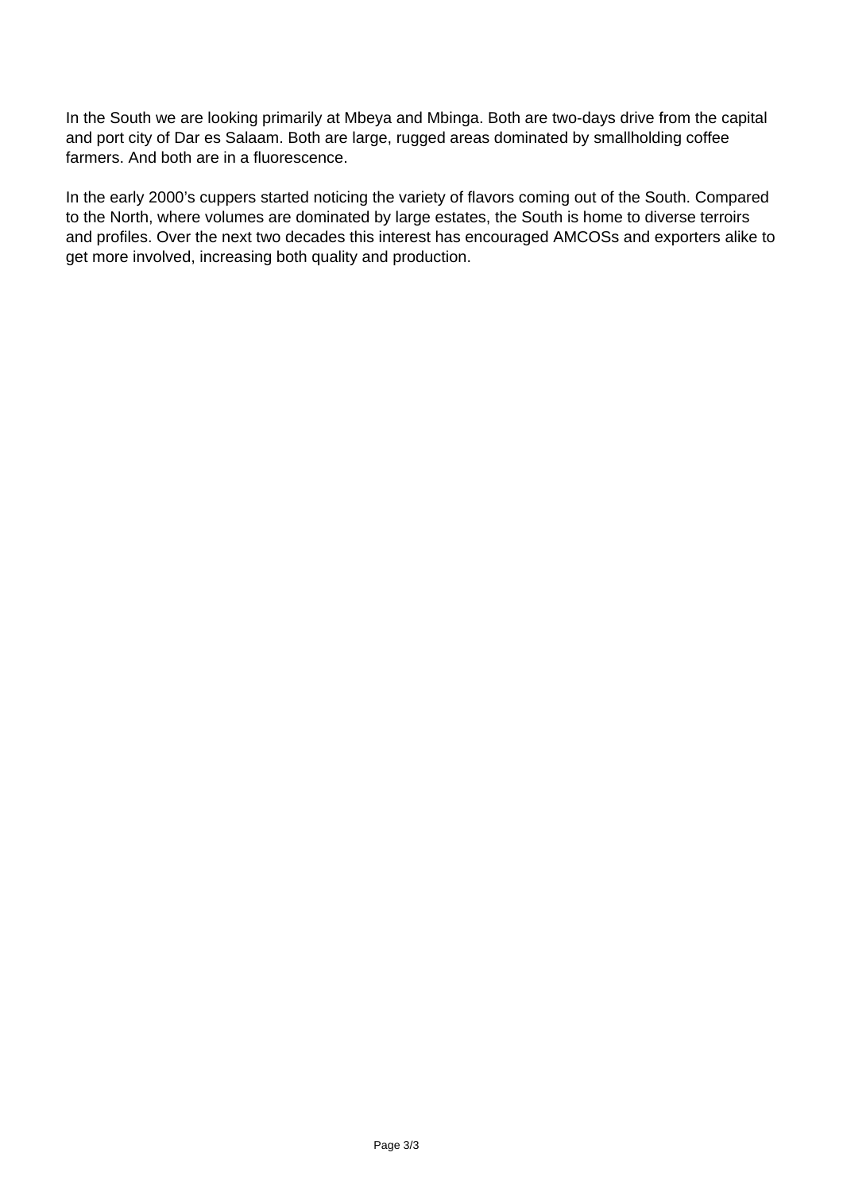In the South we are looking primarily at Mbeya and Mbinga. Both are two-days drive from the capital and port city of Dar es Salaam. Both are large, rugged areas dominated by smallholding coffee farmers. And both are in a fluorescence.

In the early 2000's cuppers started noticing the variety of flavors coming out of the South. Compared to the North, where volumes are dominated by large estates, the South is home to diverse terroirs and profiles. Over the next two decades this interest has encouraged AMCOSs and exporters alike to get more involved, increasing both quality and production.